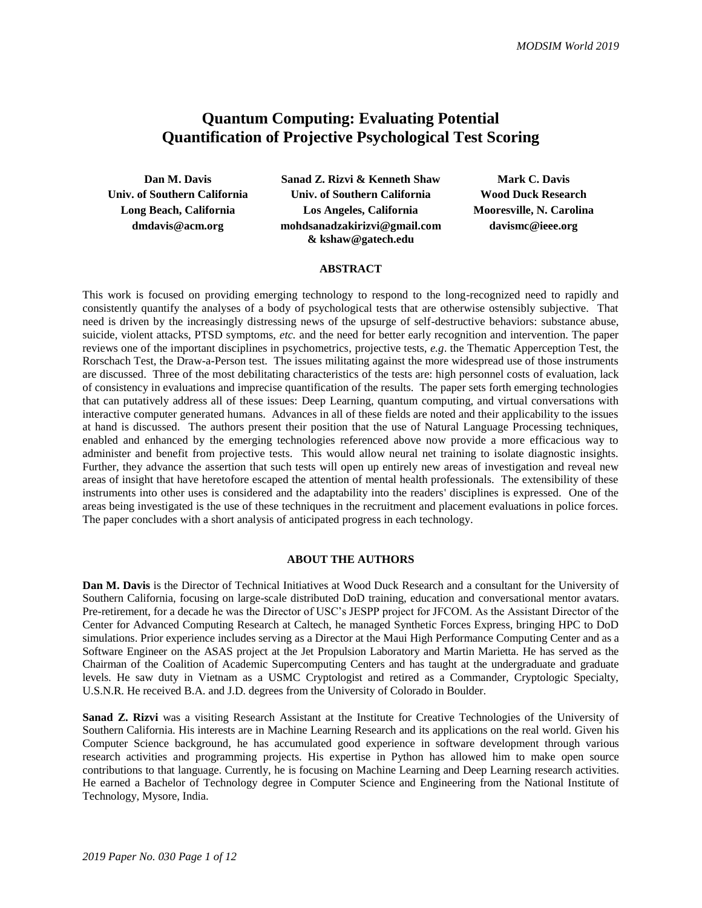# Quantum Computing: Evaluating Potential Quantification of Projective Psychological Test Scoring

**Dan M. Davis**
**Univ. of Southern California**
**Long Beach, California**
**dmdavis@acm.org**

**Sanad Z. Rizvi & Kenneth Shaw**
**Univ. of Southern California**
**Los Angeles, California**
**mohdsanadzakirizvi@gmail.com & kshaw@gatech.edu**

**Mark C. Davis**
**Wood Duck Research**
**Mooresville, N. Carolina**
**davismc@ieee.org**

## ABSTRACT

This work is focused on providing emerging technology to respond to the long-recognized need to rapidly and consistently quantify the analyses of a body of psychological tests that are otherwise ostensibly subjective. That need is driven by the increasingly distressing news of the upsurge of self-destructive behaviors: substance abuse, suicide, violent attacks, PTSD symptoms, *etc.* and the need for better early recognition and intervention. The paper reviews one of the important disciplines in psychometrics, projective tests, *e.g*. the Thematic Apperception Test, the Rorschach Test, the Draw-a-Person test. The issues militating against the more widespread use of those instruments are discussed. Three of the most debilitating characteristics of the tests are: high personnel costs of evaluation, lack of consistency in evaluations and imprecise quantification of the results. The paper sets forth emerging technologies that can putatively address all of these issues: Deep Learning, quantum computing, and virtual conversations with interactive computer generated humans. Advances in all of these fields are noted and their applicability to the issues at hand is discussed. The authors present their position that the use of Natural Language Processing techniques, enabled and enhanced by the emerging technologies referenced above now provide a more efficacious way to administer and benefit from projective tests. This would allow neural net training to isolate diagnostic insights. Further, they advance the assertion that such tests will open up entirely new areas of investigation and reveal new areas of insight that have heretofore escaped the attention of mental health professionals. The extensibility of these instruments into other uses is considered and the adaptability into the readers' disciplines is expressed. One of the areas being investigated is the use of these techniques in the recruitment and placement evaluations in police forces. The paper concludes with a short analysis of anticipated progress in each technology.

## ABOUT THE AUTHORS

**Dan M. Davis** is the Director of Technical Initiatives at Wood Duck Research and a consultant for the University of Southern California, focusing on large-scale distributed DoD training, education and conversational mentor avatars. Pre-retirement, for a decade he was the Director of USC's JESPP project for JFCOM. As the Assistant Director of the Center for Advanced Computing Research at Caltech, he managed Synthetic Forces Express, bringing HPC to DoD simulations. Prior experience includes serving as a Director at the Maui High Performance Computing Center and as a Software Engineer on the ASAS project at the Jet Propulsion Laboratory and Martin Marietta. He has served as the Chairman of the Coalition of Academic Supercomputing Centers and has taught at the undergraduate and graduate levels. He saw duty in Vietnam as a USMC Cryptologist and retired as a Commander, Cryptologic Specialty, U.S.N.R. He received B.A. and J.D. degrees from the University of Colorado in Boulder.

**Sanad Z. Rizvi** was a visiting Research Assistant at the Institute for Creative Technologies of the University of Southern California. His interests are in Machine Learning Research and its applications on the real world. Given his Computer Science background, he has accumulated good experience in software development through various research activities and programming projects. His expertise in Python has allowed him to make open source contributions to that language. Currently, he is focusing on Machine Learning and Deep Learning research activities. He earned a Bachelor of Technology degree in Computer Science and Engineering from the National Institute of Technology, Mysore, India.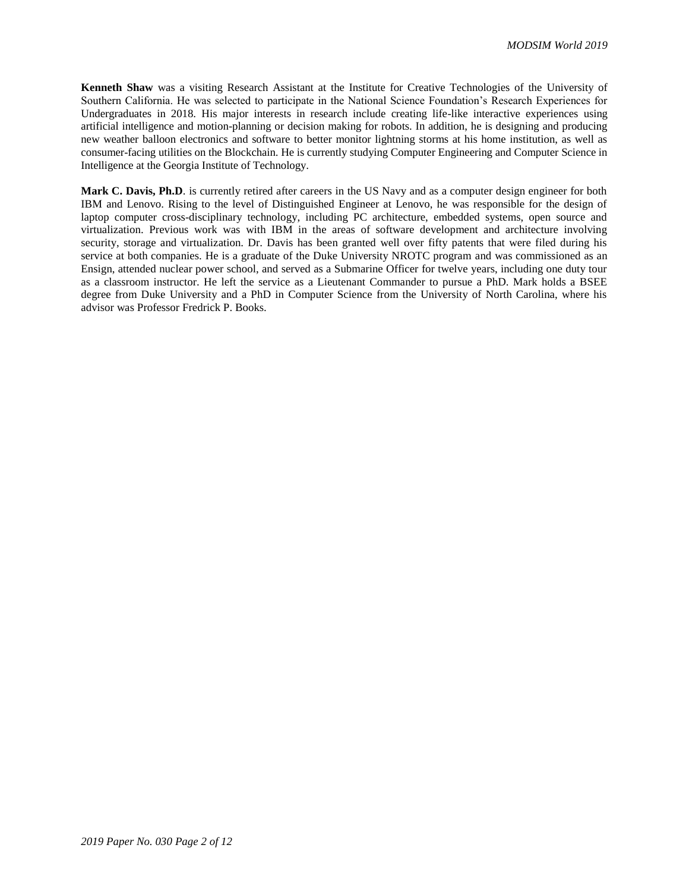**Kenneth Shaw** was a visiting Research Assistant at the Institute for Creative Technologies of the University of Southern California. He was selected to participate in the National Science Foundation's Research Experiences for Undergraduates in 2018. His major interests in research include creating life-like interactive experiences using artificial intelligence and motion-planning or decision making for robots. In addition, he is designing and producing new weather balloon electronics and software to better monitor lightning storms at his home institution, as well as consumer-facing utilities on the Blockchain. He is currently studying Computer Engineering and Computer Science in Intelligence at the Georgia Institute of Technology.

**Mark C. Davis, Ph.D**. is currently retired after careers in the US Navy and as a computer design engineer for both IBM and Lenovo. Rising to the level of Distinguished Engineer at Lenovo, he was responsible for the design of laptop computer cross-disciplinary technology, including PC architecture, embedded systems, open source and virtualization. Previous work was with IBM in the areas of software development and architecture involving security, storage and virtualization. Dr. Davis has been granted well over fifty patents that were filed during his service at both companies. He is a graduate of the Duke University NROTC program and was commissioned as an Ensign, attended nuclear power school, and served as a Submarine Officer for twelve years, including one duty tour as a classroom instructor. He left the service as a Lieutenant Commander to pursue a PhD. Mark holds a BSEE degree from Duke University and a PhD in Computer Science from the University of North Carolina, where his advisor was Professor Fredrick P. Books.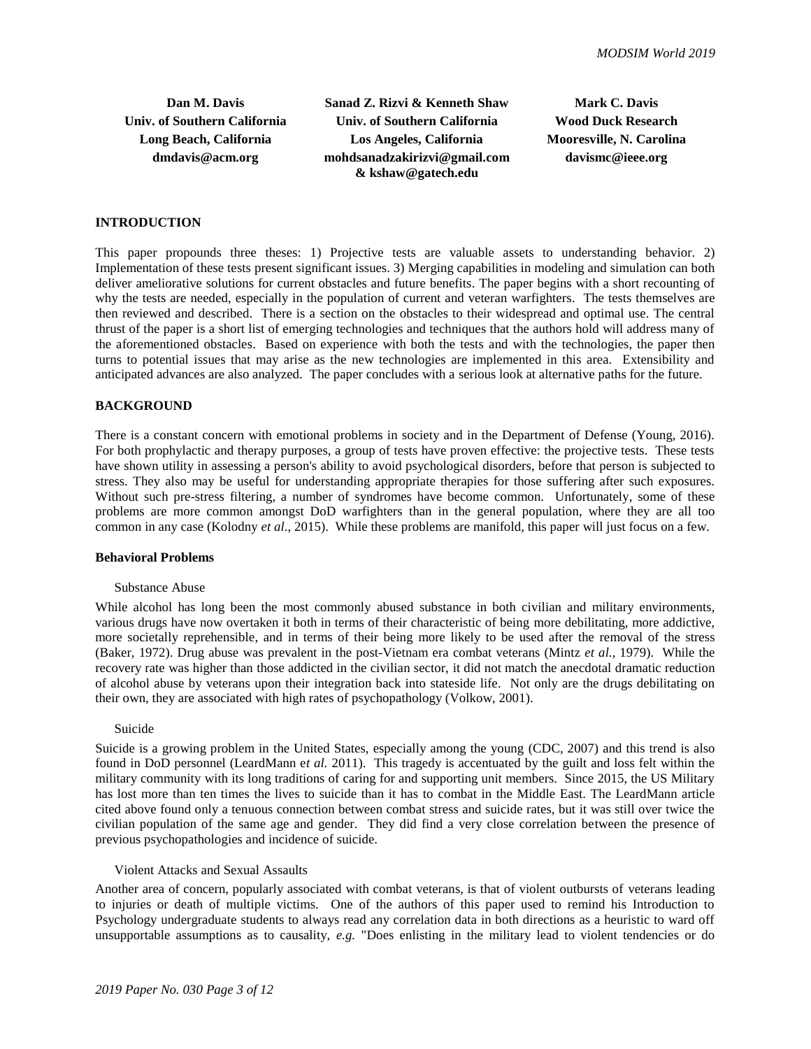| Dan M. Davis | Sanad Z. Rizvi & Kenneth Shaw | Mark C. Davis |
| --- | --- | --- |
| Univ. of Southern California | Univ. of Southern California | Wood Duck Research |
| Long Beach, California | Los Angeles, California | Mooresville, N. Carolina |
| dmdavis@acm.org | mohdsanadzakirizvi@gmail.com & kshaw@gatech.edu | davismc@ieee.org |

## INTRODUCTION

This paper propounds three theses: 1) Projective tests are valuable assets to understanding behavior. 2) Implementation of these tests present significant issues. 3) Merging capabilities in modeling and simulation can both deliver ameliorative solutions for current obstacles and future benefits. The paper begins with a short recounting of why the tests are needed, especially in the population of current and veteran warfighters. The tests themselves are then reviewed and described. There is a section on the obstacles to their widespread and optimal use. The central thrust of the paper is a short list of emerging technologies and techniques that the authors hold will address many of the aforementioned obstacles. Based on experience with both the tests and with the technologies, the paper then turns to potential issues that may arise as the new technologies are implemented in this area. Extensibility and anticipated advances are also analyzed. The paper concludes with a serious look at alternative paths for the future.

## BACKGROUND

There is a constant concern with emotional problems in society and in the Department of Defense (Young, 2016). For both prophylactic and therapy purposes, a group of tests have proven effective: the projective tests. These tests have shown utility in assessing a person's ability to avoid psychological disorders, before that person is subjected to stress. They also may be useful for understanding appropriate therapies for those suffering after such exposures. Without such pre-stress filtering, a number of syndromes have become common. Unfortunately, some of these problems are more common amongst DoD warfighters than in the general population, where they are all too common in any case (Kolodny *et al*., 2015). While these problems are manifold, this paper will just focus on a few.

### Behavioral Problems

#### Substance Abuse

While alcohol has long been the most commonly abused substance in both civilian and military environments, various drugs have now overtaken it both in terms of their characteristic of being more debilitating, more addictive, more societally reprehensible, and in terms of their being more likely to be used after the removal of the stress (Baker, 1972). Drug abuse was prevalent in the post-Vietnam era combat veterans (Mintz *et al.*, 1979). While the recovery rate was higher than those addicted in the civilian sector, it did not match the anecdotal dramatic reduction of alcohol abuse by veterans upon their integration back into stateside life. Not only are the drugs debilitating on their own, they are associated with high rates of psychopathology (Volkow, 2001).

#### Suicide

Suicide is a growing problem in the United States, especially among the young (CDC, 2007) and this trend is also found in DoD personnel (LeardMann e*t al.* 2011). This tragedy is accentuated by the guilt and loss felt within the military community with its long traditions of caring for and supporting unit members. Since 2015, the US Military has lost more than ten times the lives to suicide than it has to combat in the Middle East. The LeardMann article cited above found only a tenuous connection between combat stress and suicide rates, but it was still over twice the civilian population of the same age and gender. They did find a very close correlation between the presence of previous psychopathologies and incidence of suicide.

#### Violent Attacks and Sexual Assaults

Another area of concern, popularly associated with combat veterans, is that of violent outbursts of veterans leading to injuries or death of multiple victims. One of the authors of this paper used to remind his Introduction to Psychology undergraduate students to always read any correlation data in both directions as a heuristic to ward off unsupportable assumptions as to causality, *e.g.* "Does enlisting in the military lead to violent tendencies or do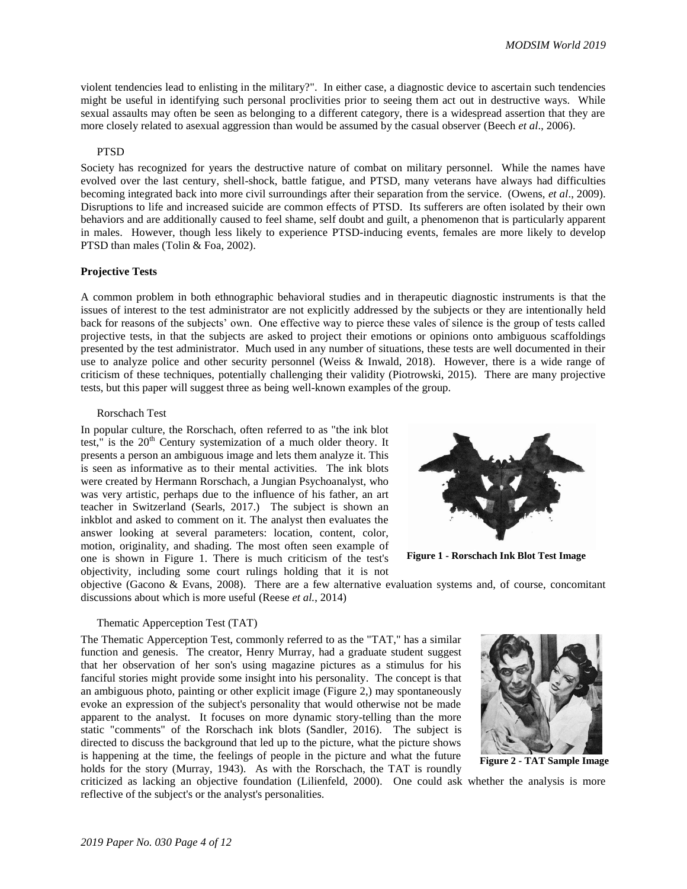violent tendencies lead to enlisting in the military?". In either case, a diagnostic device to ascertain such tendencies might be useful in identifying such personal proclivities prior to seeing them act out in destructive ways. While sexual assaults may often be seen as belonging to a different category, there is a widespread assertion that they are more closely related to asexual aggression than would be assumed by the casual observer (Beech *et al*., 2006).

### PTSD

Society has recognized for years the destructive nature of combat on military personnel. While the names have evolved over the last century, shell-shock, battle fatigue, and PTSD, many veterans have always had difficulties becoming integrated back into more civil surroundings after their separation from the service. (Owens, *et al*., 2009). Disruptions to life and increased suicide are common effects of PTSD. Its sufferers are often isolated by their own behaviors and are additionally caused to feel shame, self doubt and guilt, a phenomenon that is particularly apparent in males. However, though less likely to experience PTSD-inducing events, females are more likely to develop PTSD than males (Tolin & Foa, 2002).

## Projective Tests

A common problem in both ethnographic behavioral studies and in therapeutic diagnostic instruments is that the issues of interest to the test administrator are not explicitly addressed by the subjects or they are intentionally held back for reasons of the subjects' own. One effective way to pierce these vales of silence is the group of tests called projective tests, in that the subjects are asked to project their emotions or opinions onto ambiguous scaffoldings presented by the test administrator. Much used in any number of situations, these tests are well documented in their use to analyze police and other security personnel (Weiss & Inwald, 2018). However, there is a wide range of criticism of these techniques, potentially challenging their validity (Piotrowski, 2015). There are many projective tests, but this paper will suggest three as being well-known examples of the group.

### Rorschach Test

In popular culture, the Rorschach, often referred to as "the ink blot test," is the 20th Century systemization of a much older theory. It presents a person an ambiguous image and lets them analyze it. This is seen as informative as to their mental activities. The ink blots were created by Hermann Rorschach, a Jungian Psychoanalyst, who was very artistic, perhaps due to the influence of his father, an art teacher in Switzerland (Searls, 2017.) The subject is shown an inkblot and asked to comment on it. The analyst then evaluates the answer looking at several parameters: location, content, color, motion, originality, and shading. The most often seen example of one is shown in Figure 1. There is much criticism of the test's objectivity, including some court rulings holding that it is not objective (Gacono & Evans, 2008). There are a few alternative evaluation systems and, of course, concomitant discussions about which is more useful (Reese *et al.*, 2014)

**Figure 1 - Rorschach Ink Blot Test Image**

### Thematic Apperception Test (TAT)

The Thematic Apperception Test, commonly referred to as the "TAT," has a similar function and genesis. The creator, Henry Murray, had a graduate student suggest that her observation of her son's using magazine pictures as a stimulus for his fanciful stories might provide some insight into his personality. The concept is that an ambiguous photo, painting or other explicit image (Figure 2,) may spontaneously evoke an expression of the subject's personality that would otherwise not be made apparent to the analyst. It focuses on more dynamic story-telling than the more static "comments" of the Rorschach ink blots (Sandler, 2016). The subject is directed to discuss the background that led up to the picture, what the picture shows is happening at the time, the feelings of people in the picture and what the future holds for the story (Murray, 1943). As with the Rorschach, the TAT is roundly criticized as lacking an objective foundation (Lilienfeld, 2000). One could ask whether the analysis is more reflective of the subject's or the analyst's personalities.

**Figure 2 - TAT Sample Image**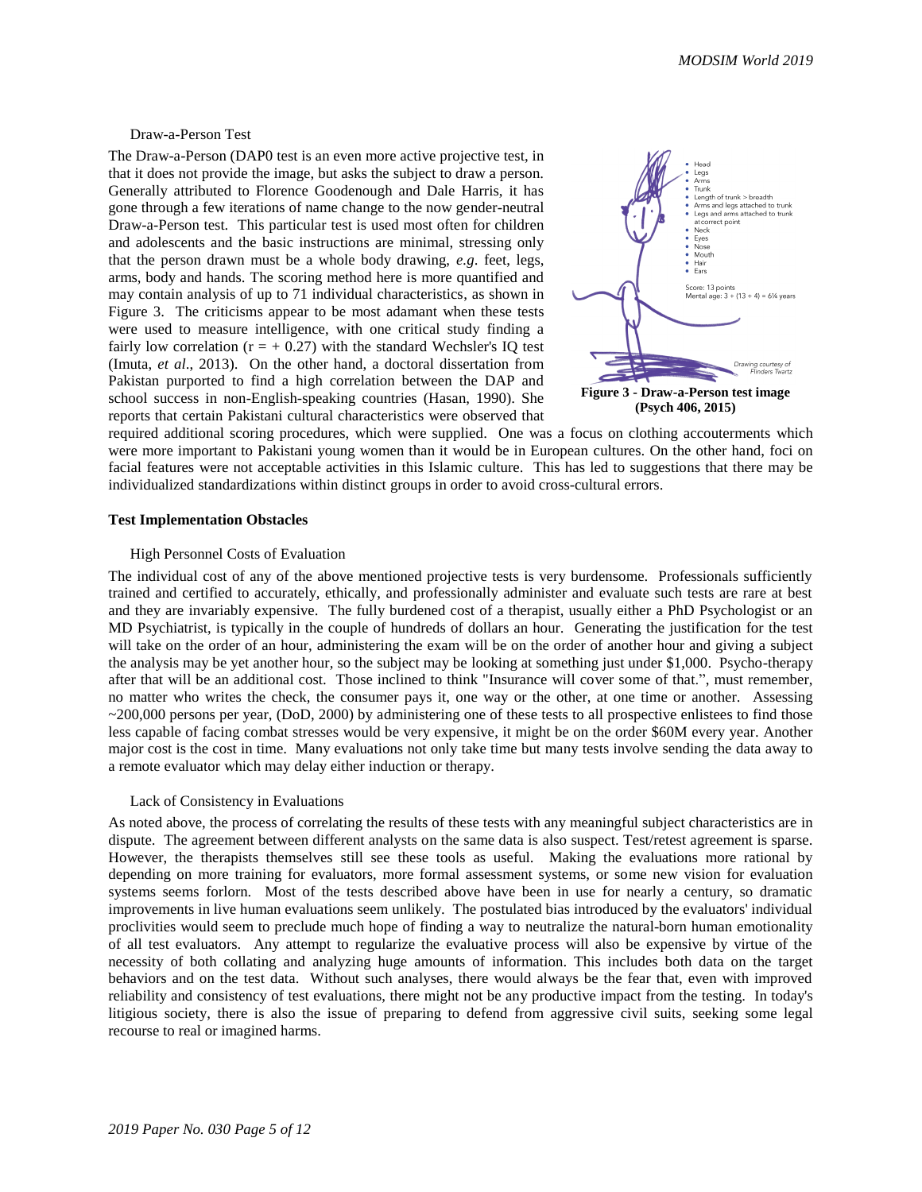### Draw-a-Person Test

The Draw-a-Person (DAP0 test is an even more active projective test, in that it does not provide the image, but asks the subject to draw a person. Generally attributed to Florence Goodenough and Dale Harris, it has gone through a few iterations of name change to the now gender-neutral Draw-a-Person test. This particular test is used most often for children and adolescents and the basic instructions are minimal, stressing only that the person drawn must be a whole body drawing, *e.g*. feet, legs, arms, body and hands. The scoring method here is more quantified and may contain analysis of up to 71 individual characteristics, as shown in Figure 3. The criticisms appear to be most adamant when these tests were used to measure intelligence, with one critical study finding a fairly low correlation (r = + 0.27) with the standard Wechsler's IQ test (Imuta, *et al*., 2013). On the other hand, a doctoral dissertation from Pakistan purported to find a high correlation between the DAP and school success in non-English-speaking countries (Hasan, 1990). She reports that certain Pakistani cultural characteristics were observed that required additional scoring procedures, which were supplied. One was a focus on clothing accouterments which were more important to Pakistani young women than it would be in European cultures. On the other hand, foci on facial features were not acceptable activities in this Islamic culture. This has led to suggestions that there may be individualized standardizations within distinct groups in order to avoid cross-cultural errors.

- Head
- Legs
- Arms
- Trunk
- Length of trunk > breadth
- Arms and legs attached to trunk
- Legs and arms attached to trunk at correct point
- Neck
- Eyes
- Nose
- Mouth
- Hair
- Ears

Score: 13 points
Mental age: 3 + (13 ÷ 4) = 6¼ years

*Drawing courtesy of Flinders Twartz*

**Figure 3 - Draw-a-Person test image (Psych 406, 2015)**

## Test Implementation Obstacles

### High Personnel Costs of Evaluation

The individual cost of any of the above mentioned projective tests is very burdensome. Professionals sufficiently trained and certified to accurately, ethically, and professionally administer and evaluate such tests are rare at best and they are invariably expensive. The fully burdened cost of a therapist, usually either a PhD Psychologist or an MD Psychiatrist, is typically in the couple of hundreds of dollars an hour. Generating the justification for the test will take on the order of an hour, administering the exam will be on the order of another hour and giving a subject the analysis may be yet another hour, so the subject may be looking at something just under $1,000. Psycho-therapy after that will be an additional cost. Those inclined to think "Insurance will cover some of that.", must remember, no matter who writes the check, the consumer pays it, one way or the other, at one time or another. Assessing ~200,000 persons per year, (DoD, 2000) by administering one of these tests to all prospective enlistees to find those less capable of facing combat stresses would be very expensive, it might be on the order $60M every year. Another major cost is the cost in time. Many evaluations not only take time but many tests involve sending the data away to a remote evaluator which may delay either induction or therapy.

### Lack of Consistency in Evaluations

As noted above, the process of correlating the results of these tests with any meaningful subject characteristics are in dispute. The agreement between different analysts on the same data is also suspect. Test/retest agreement is sparse. However, the therapists themselves still see these tools as useful. Making the evaluations more rational by depending on more training for evaluators, more formal assessment systems, or some new vision for evaluation systems seems forlorn. Most of the tests described above have been in use for nearly a century, so dramatic improvements in live human evaluations seem unlikely. The postulated bias introduced by the evaluators' individual proclivities would seem to preclude much hope of finding a way to neutralize the natural-born human emotionality of all test evaluators. Any attempt to regularize the evaluative process will also be expensive by virtue of the necessity of both collating and analyzing huge amounts of information. This includes both data on the target behaviors and on the test data. Without such analyses, there would always be the fear that, even with improved reliability and consistency of test evaluations, there might not be any productive impact from the testing. In today's litigious society, there is also the issue of preparing to defend from aggressive civil suits, seeking some legal recourse to real or imagined harms.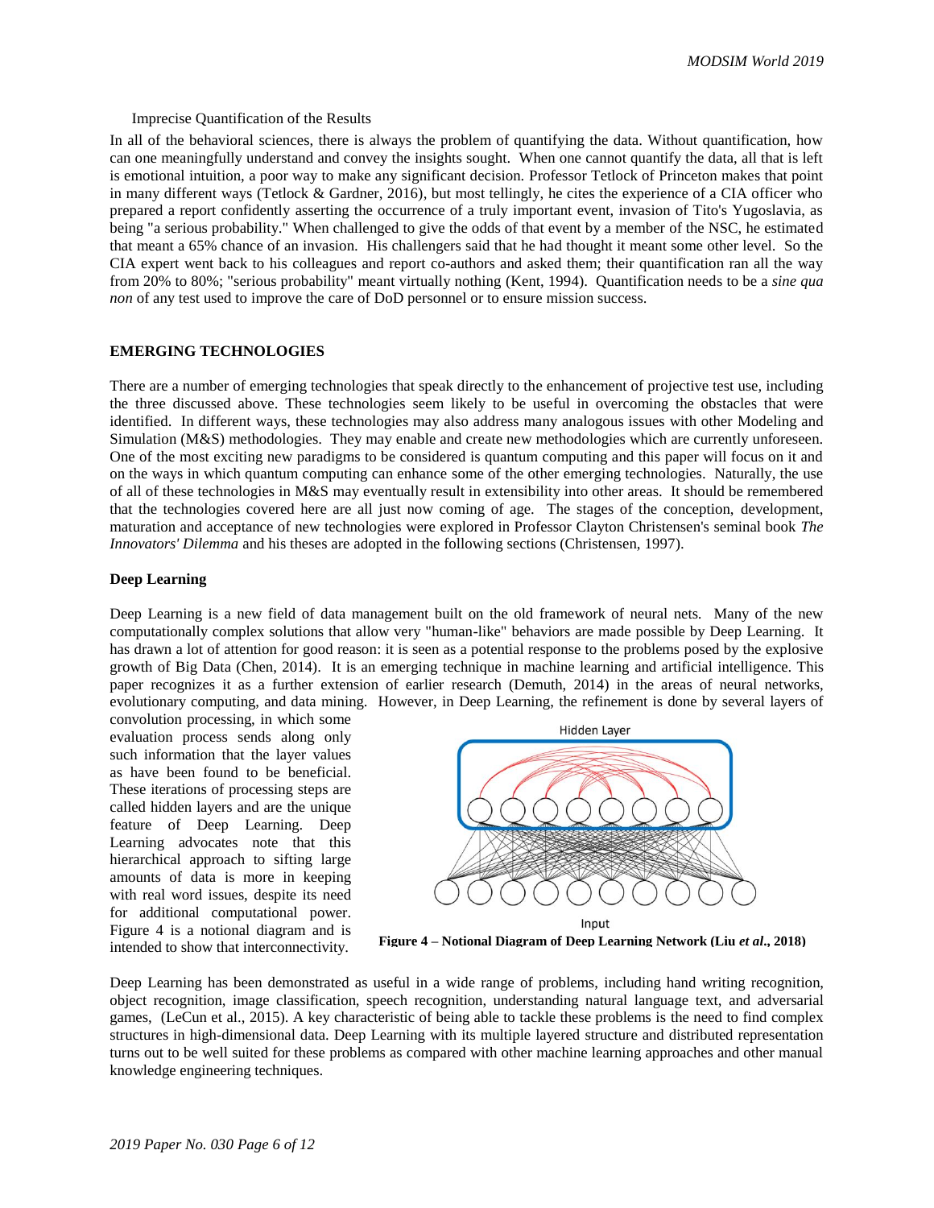Imprecise Quantification of the Results

In all of the behavioral sciences, there is always the problem of quantifying the data. Without quantification, how can one meaningfully understand and convey the insights sought. When one cannot quantify the data, all that is left is emotional intuition, a poor way to make any significant decision. Professor Tetlock of Princeton makes that point in many different ways (Tetlock & Gardner, 2016), but most tellingly, he cites the experience of a CIA officer who prepared a report confidently asserting the occurrence of a truly important event, invasion of Tito's Yugoslavia, as being "a serious probability." When challenged to give the odds of that event by a member of the NSC, he estimated that meant a 65% chance of an invasion. His challengers said that he had thought it meant some other level. So the CIA expert went back to his colleagues and report co-authors and asked them; their quantification ran all the way from 20% to 80%; "serious probability" meant virtually nothing (Kent, 1994). Quantification needs to be a *sine qua non* of any test used to improve the care of DoD personnel or to ensure mission success.

## EMERGING TECHNOLOGIES

There are a number of emerging technologies that speak directly to the enhancement of projective test use, including the three discussed above. These technologies seem likely to be useful in overcoming the obstacles that were identified. In different ways, these technologies may also address many analogous issues with other Modeling and Simulation (M&S) methodologies. They may enable and create new methodologies which are currently unforeseen. One of the most exciting new paradigms to be considered is quantum computing and this paper will focus on it and on the ways in which quantum computing can enhance some of the other emerging technologies. Naturally, the use of all of these technologies in M&S may eventually result in extensibility into other areas. It should be remembered that the technologies covered here are all just now coming of age. The stages of the conception, development, maturation and acceptance of new technologies were explored in Professor Clayton Christensen's seminal book *The Innovators' Dilemma* and his theses are adopted in the following sections (Christensen, 1997).

### Deep Learning

Deep Learning is a new field of data management built on the old framework of neural nets. Many of the new computationally complex solutions that allow very "human-like" behaviors are made possible by Deep Learning. It has drawn a lot of attention for good reason: it is seen as a potential response to the problems posed by the explosive growth of Big Data (Chen, 2014). It is an emerging technique in machine learning and artificial intelligence. This paper recognizes it as a further extension of earlier research (Demuth, 2014) in the areas of neural networks, evolutionary computing, and data mining. However, in Deep Learning, the refinement is done by several layers of convolution processing, in which some evaluation process sends along only such information that the layer values as have been found to be beneficial. These iterations of processing steps are called hidden layers and are the unique feature of Deep Learning. Deep Learning advocates note that this hierarchical approach to sifting large amounts of data is more in keeping with real word issues, despite its need for additional computational power. Figure 4 is a notional diagram and is intended to show that interconnectivity.

**Figure 4 – Notional Diagram of Deep Learning Network (Liu *et al*., 2018)**

Deep Learning has been demonstrated as useful in a wide range of problems, including hand writing recognition, object recognition, image classification, speech recognition, understanding natural language text, and adversarial games, (LeCun et al., 2015). A key characteristic of being able to tackle these problems is the need to find complex structures in high-dimensional data. Deep Learning with its multiple layered structure and distributed representation turns out to be well suited for these problems as compared with other machine learning approaches and other manual knowledge engineering techniques.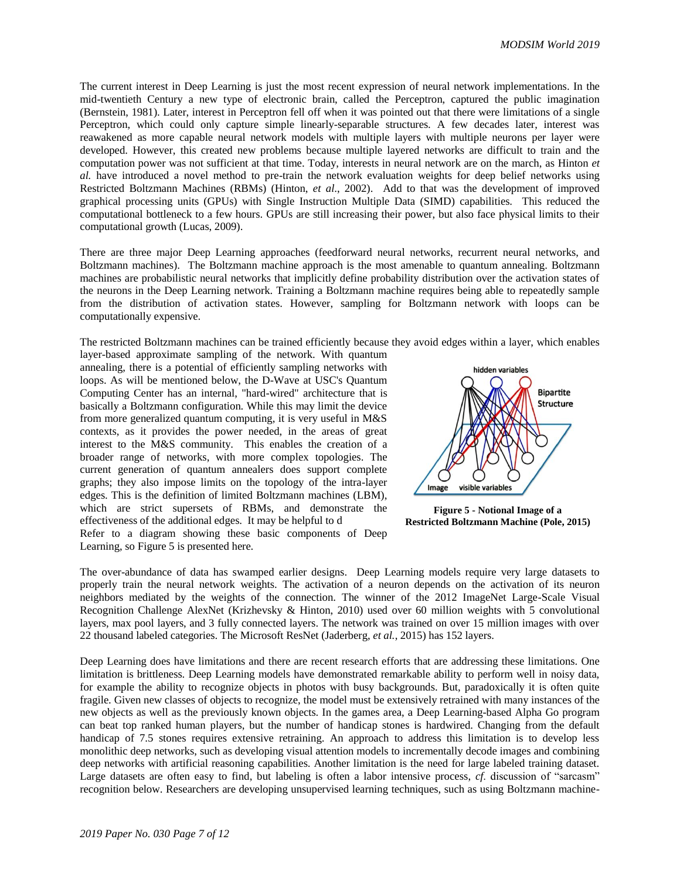The current interest in Deep Learning is just the most recent expression of neural network implementations. In the mid-twentieth Century a new type of electronic brain, called the Perceptron, captured the public imagination (Bernstein, 1981). Later, interest in Perceptron fell off when it was pointed out that there were limitations of a single Perceptron, which could only capture simple linearly-separable structures. A few decades later, interest was reawakened as more capable neural network models with multiple layers with multiple neurons per layer were developed. However, this created new problems because multiple layered networks are difficult to train and the computation power was not sufficient at that time. Today, interests in neural network are on the march, as Hinton *et al.* have introduced a novel method to pre-train the network evaluation weights for deep belief networks using Restricted Boltzmann Machines (RBMs) (Hinton, *et al*., 2002). Add to that was the development of improved graphical processing units (GPUs) with Single Instruction Multiple Data (SIMD) capabilities. This reduced the computational bottleneck to a few hours. GPUs are still increasing their power, but also face physical limits to their computational growth (Lucas, 2009).

There are three major Deep Learning approaches (feedforward neural networks, recurrent neural networks, and Boltzmann machines). The Boltzmann machine approach is the most amenable to quantum annealing. Boltzmann machines are probabilistic neural networks that implicitly define probability distribution over the activation states of the neurons in the Deep Learning network. Training a Boltzmann machine requires being able to repeatedly sample from the distribution of activation states. However, sampling for Boltzmann network with loops can be computationally expensive.

The restricted Boltzmann machines can be trained efficiently because they avoid edges within a layer, which enables layer-based approximate sampling of the network. With quantum annealing, there is a potential of efficiently sampling networks with loops. As will be mentioned below, the D-Wave at USC's Quantum Computing Center has an internal, "hard-wired" architecture that is basically a Boltzmann configuration. While this may limit the device from more generalized quantum computing, it is very useful in M&S contexts, as it provides the power needed, in the areas of great interest to the M&S community. This enables the creation of a broader range of networks, with more complex topologies. The current generation of quantum annealers does support complete graphs; they also impose limits on the topology of the intra-layer edges. This is the definition of limited Boltzmann machines (LBM), which are strict supersets of RBMs, and demonstrate the effectiveness of the additional edges. It may be helpful to d Refer to a diagram showing these basic components of Deep Learning, so Figure 5 is presented here.

**Figure 5 - Notional Image of a Restricted Boltzmann Machine (Pole, 2015)**

The over-abundance of data has swamped earlier designs. Deep Learning models require very large datasets to properly train the neural network weights. The activation of a neuron depends on the activation of its neuron neighbors mediated by the weights of the connection. The winner of the 2012 ImageNet Large-Scale Visual Recognition Challenge AlexNet (Krizhevsky & Hinton, 2010) used over 60 million weights with 5 convolutional layers, max pool layers, and 3 fully connected layers. The network was trained on over 15 million images with over 22 thousand labeled categories. The Microsoft ResNet (Jaderberg, *et al.*, 2015) has 152 layers.

Deep Learning does have limitations and there are recent research efforts that are addressing these limitations. One limitation is brittleness. Deep Learning models have demonstrated remarkable ability to perform well in noisy data, for example the ability to recognize objects in photos with busy backgrounds. But, paradoxically it is often quite fragile. Given new classes of objects to recognize, the model must be extensively retrained with many instances of the new objects as well as the previously known objects. In the games area, a Deep Learning-based Alpha Go program can beat top ranked human players, but the number of handicap stones is hardwired. Changing from the default handicap of 7.5 stones requires extensive retraining. An approach to address this limitation is to develop less monolithic deep networks, such as developing visual attention models to incrementally decode images and combining deep networks with artificial reasoning capabilities. Another limitation is the need for large labeled training dataset. Large datasets are often easy to find, but labeling is often a labor intensive process, *cf.* discussion of "sarcasm" recognition below. Researchers are developing unsupervised learning techniques, such as using Boltzmann machine-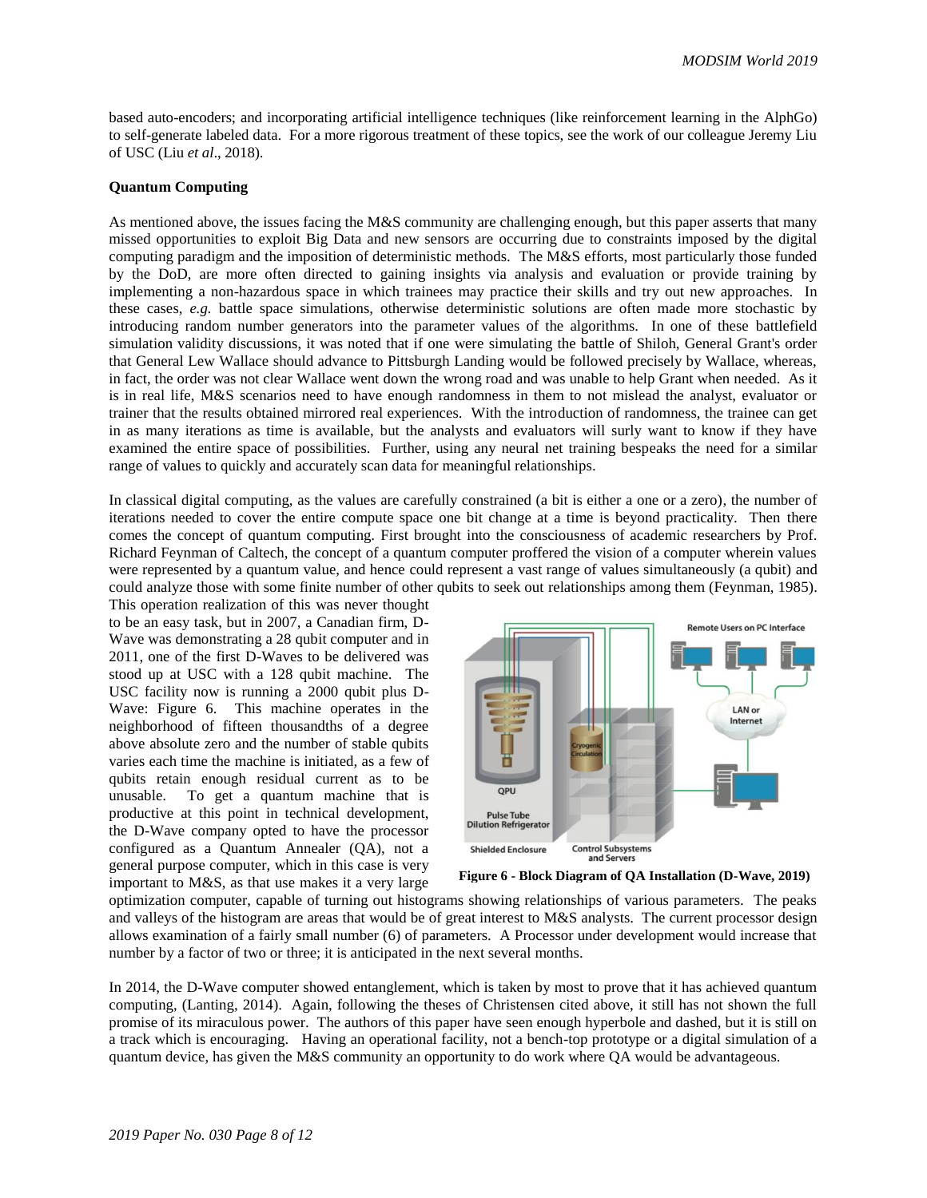based auto-encoders; and incorporating artificial intelligence techniques (like reinforcement learning in the AlphGo) to self-generate labeled data. For a more rigorous treatment of these topics, see the work of our colleague Jeremy Liu of USC (Liu *et al*., 2018).

**Quantum Computing**

As mentioned above, the issues facing the M&S community are challenging enough, but this paper asserts that many missed opportunities to exploit Big Data and new sensors are occurring due to constraints imposed by the digital computing paradigm and the imposition of deterministic methods. The M&S efforts, most particularly those funded by the DoD, are more often directed to gaining insights via analysis and evaluation or provide training by implementing a non-hazardous space in which trainees may practice their skills and try out new approaches. In these cases, *e.g.* battle space simulations, otherwise deterministic solutions are often made more stochastic by introducing random number generators into the parameter values of the algorithms. In one of these battlefield simulation validity discussions, it was noted that if one were simulating the battle of Shiloh, General Grant's order that General Lew Wallace should advance to Pittsburgh Landing would be followed precisely by Wallace, whereas, in fact, the order was not clear Wallace went down the wrong road and was unable to help Grant when needed. As it is in real life, M&S scenarios need to have enough randomness in them to not mislead the analyst, evaluator or trainer that the results obtained mirrored real experiences. With the introduction of randomness, the trainee can get in as many iterations as time is available, but the analysts and evaluators will surly want to know if they have examined the entire space of possibilities. Further, using any neural net training bespeaks the need for a similar range of values to quickly and accurately scan data for meaningful relationships.

In classical digital computing, as the values are carefully constrained (a bit is either a one or a zero), the number of iterations needed to cover the entire compute space one bit change at a time is beyond practicality. Then there comes the concept of quantum computing. First brought into the consciousness of academic researchers by Prof. Richard Feynman of Caltech, the concept of a quantum computer proffered the vision of a computer wherein values were represented by a quantum value, and hence could represent a vast range of values simultaneously (a qubit) and could analyze those with some finite number of other qubits to seek out relationships among them (Feynman, 1985). This operation realization of this was never thought to be an easy task, but in 2007, a Canadian firm, D-Wave was demonstrating a 28 qubit computer and in 2011, one of the first D-Waves to be delivered was stood up at USC with a 128 qubit machine. The USC facility now is running a 2000 qubit plus D-Wave: Figure 6. This machine operates in the neighborhood of fifteen thousandths of a degree above absolute zero and the number of stable qubits varies each time the machine is initiated, as a few of qubits retain enough residual current as to be unusable. To get a quantum machine that is productive at this point in technical development, the D-Wave company opted to have the processor configured as a Quantum Annealer (QA), not a general purpose computer, which in this case is very important to M&S, as that use makes it a very large optimization computer, capable of turning out histograms showing relationships of various parameters. The peaks and valleys of the histogram are areas that would be of great interest to M&S analysts. The current processor design allows examination of a fairly small number (6) of parameters. A Processor under development would increase that number by a factor of two or three; it is anticipated in the next several months.

**Figure 6 - Block Diagram of QA Installation (D-Wave, 2019)**

In 2014, the D-Wave computer showed entanglement, which is taken by most to prove that it has achieved quantum computing, (Lanting, 2014). Again, following the theses of Christensen cited above, it still has not shown the full promise of its miraculous power. The authors of this paper have seen enough hyperbole and dashed, but it is still on a track which is encouraging. Having an operational facility, not a bench-top prototype or a digital simulation of a quantum device, has given the M&S community an opportunity to do work where QA would be advantageous.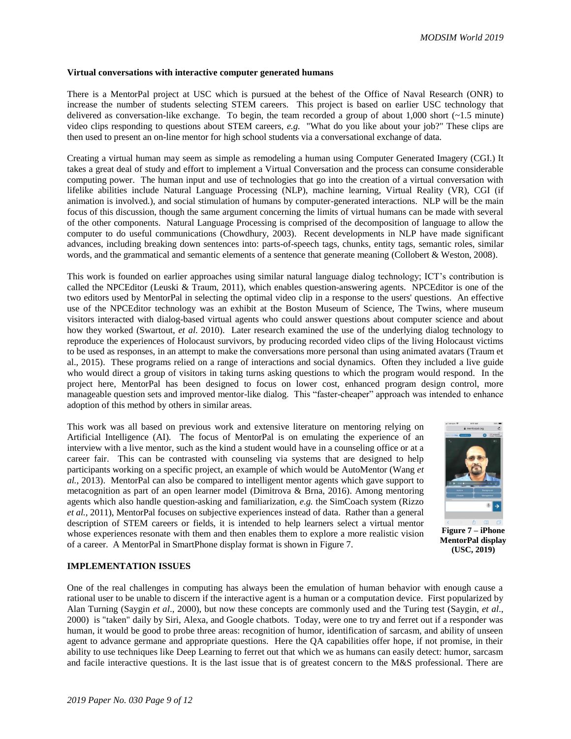**Virtual conversations with interactive computer generated humans**

There is a MentorPal project at USC which is pursued at the behest of the Office of Naval Research (ONR) to increase the number of students selecting STEM careers. This project is based on earlier USC technology that delivered as conversation-like exchange. To begin, the team recorded a group of about 1,000 short (~1.5 minute) video clips responding to questions about STEM careers, *e.g.* "What do you like about your job?" These clips are then used to present an on-line mentor for high school students via a conversational exchange of data.

Creating a virtual human may seem as simple as remodeling a human using Computer Generated Imagery (CGI.) It takes a great deal of study and effort to implement a Virtual Conversation and the process can consume considerable computing power. The human input and use of technologies that go into the creation of a virtual conversation with lifelike abilities include Natural Language Processing (NLP), machine learning, Virtual Reality (VR), CGI (if animation is involved.), and social stimulation of humans by computer-generated interactions. NLP will be the main focus of this discussion, though the same argument concerning the limits of virtual humans can be made with several of the other components. Natural Language Processing is comprised of the decomposition of language to allow the computer to do useful communications (Chowdhury, 2003). Recent developments in NLP have made significant advances, including breaking down sentences into: parts-of-speech tags, chunks, entity tags, semantic roles, similar words, and the grammatical and semantic elements of a sentence that generate meaning (Collobert & Weston, 2008).

This work is founded on earlier approaches using similar natural language dialog technology; ICT's contribution is called the NPCEditor (Leuski & Traum, 2011), which enables question-answering agents. NPCEditor is one of the two editors used by MentorPal in selecting the optimal video clip in a response to the users' questions. An effective use of the NPCEditor technology was an exhibit at the Boston Museum of Science, The Twins, where museum visitors interacted with dialog-based virtual agents who could answer questions about computer science and about how they worked (Swartout, *et al.* 2010). Later research examined the use of the underlying dialog technology to reproduce the experiences of Holocaust survivors, by producing recorded video clips of the living Holocaust victims to be used as responses, in an attempt to make the conversations more personal than using animated avatars (Traum et al., 2015). These programs relied on a range of interactions and social dynamics. Often they included a live guide who would direct a group of visitors in taking turns asking questions to which the program would respond. In the project here, MentorPal has been designed to focus on lower cost, enhanced program design control, more manageable question sets and improved mentor-like dialog. This "faster-cheaper" approach was intended to enhance adoption of this method by others in similar areas.

This work was all based on previous work and extensive literature on mentoring relying on Artificial Intelligence (AI). The focus of MentorPal is on emulating the experience of an interview with a live mentor, such as the kind a student would have in a counseling office or at a career fair. This can be contrasted with counseling via systems that are designed to help participants working on a specific project, an example of which would be AutoMentor (Wang *et al.*, 2013). MentorPal can also be compared to intelligent mentor agents which gave support to metacognition as part of an open learner model (Dimitrova & Brna, 2016). Among mentoring agents which also handle question-asking and familiarization, *e.g.* the SimCoach system (Rizzo *et al.*, 2011), MentorPal focuses on subjective experiences instead of data. Rather than a general description of STEM careers or fields, it is intended to help learners select a virtual mentor whose experiences resonate with them and then enables them to explore a more realistic vision of a career. A MentorPal in SmartPhone display format is shown in Figure 7.

**Figure 7 – iPhone MentorPal display (USC, 2019)**

## IMPLEMENTATION ISSUES

One of the real challenges in computing has always been the emulation of human behavior with enough cause a rational user to be unable to discern if the interactive agent is a human or a computation device. First popularized by Alan Turning (Saygin *et al*., 2000), but now these concepts are commonly used and the Turing test (Saygin, *et al*., 2000) is "taken" daily by Siri, Alexa, and Google chatbots. Today, were one to try and ferret out if a responder was human, it would be good to probe three areas: recognition of humor, identification of sarcasm, and ability of unseen agent to advance germane and appropriate questions. Here the QA capabilities offer hope, if not promise, in their ability to use techniques like Deep Learning to ferret out that which we as humans can easily detect: humor, sarcasm and facile interactive questions. It is the last issue that is of greatest concern to the M&S professional. There are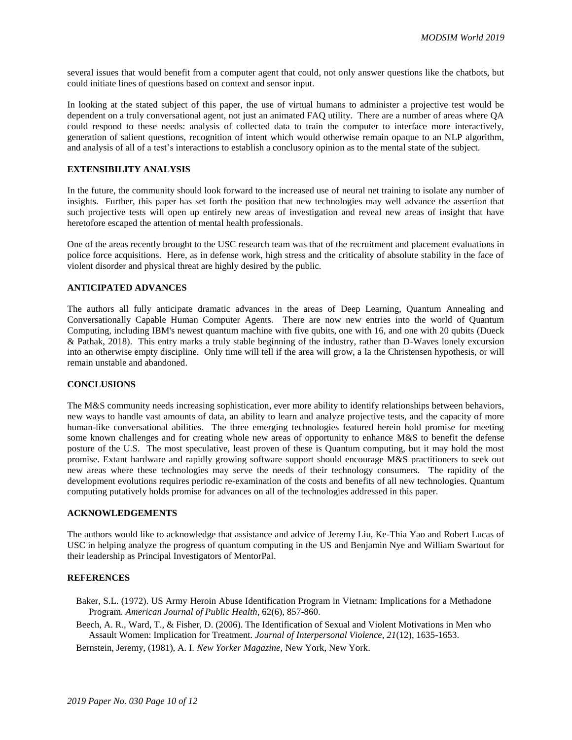several issues that would benefit from a computer agent that could, not only answer questions like the chatbots, but could initiate lines of questions based on context and sensor input.

In looking at the stated subject of this paper, the use of virtual humans to administer a projective test would be dependent on a truly conversational agent, not just an animated FAQ utility. There are a number of areas where QA could respond to these needs: analysis of collected data to train the computer to interface more interactively, generation of salient questions, recognition of intent which would otherwise remain opaque to an NLP algorithm, and analysis of all of a test's interactions to establish a conclusory opinion as to the mental state of the subject.

## EXTENSIBILITY ANALYSIS

In the future, the community should look forward to the increased use of neural net training to isolate any number of insights. Further, this paper has set forth the position that new technologies may well advance the assertion that such projective tests will open up entirely new areas of investigation and reveal new areas of insight that have heretofore escaped the attention of mental health professionals.

One of the areas recently brought to the USC research team was that of the recruitment and placement evaluations in police force acquisitions. Here, as in defense work, high stress and the criticality of absolute stability in the face of violent disorder and physical threat are highly desired by the public.

## ANTICIPATED ADVANCES

The authors all fully anticipate dramatic advances in the areas of Deep Learning, Quantum Annealing and Conversationally Capable Human Computer Agents. There are now new entries into the world of Quantum Computing, including IBM's newest quantum machine with five qubits, one with 16, and one with 20 qubits (Dueck & Pathak, 2018). This entry marks a truly stable beginning of the industry, rather than D-Waves lonely excursion into an otherwise empty discipline. Only time will tell if the area will grow, a la the Christensen hypothesis, or will remain unstable and abandoned.

## CONCLUSIONS

The M&S community needs increasing sophistication, ever more ability to identify relationships between behaviors, new ways to handle vast amounts of data, an ability to learn and analyze projective tests, and the capacity of more human-like conversational abilities. The three emerging technologies featured herein hold promise for meeting some known challenges and for creating whole new areas of opportunity to enhance M&S to benefit the defense posture of the U.S. The most speculative, least proven of these is Quantum computing, but it may hold the most promise. Extant hardware and rapidly growing software support should encourage M&S practitioners to seek out new areas where these technologies may serve the needs of their technology consumers. The rapidity of the development evolutions requires periodic re-examination of the costs and benefits of all new technologies. Quantum computing putatively holds promise for advances on all of the technologies addressed in this paper.

## ACKNOWLEDGEMENTS

The authors would like to acknowledge that assistance and advice of Jeremy Liu, Ke-Thia Yao and Robert Lucas of USC in helping analyze the progress of quantum computing in the US and Benjamin Nye and William Swartout for their leadership as Principal Investigators of MentorPal.

## REFERENCES

Baker, S.L. (1972). US Army Heroin Abuse Identification Program in Vietnam: Implications for a Methadone Program. *American Journal of Public Health*, 62(6), 857-860.

Beech, A. R., Ward, T., & Fisher, D. (2006). The Identification of Sexual and Violent Motivations in Men who Assault Women: Implication for Treatment. *Journal of Interpersonal Violence*, *21*(12), 1635-1653.

Bernstein, Jeremy, (1981), A. I. *New Yorker Magazine,* New York, New York.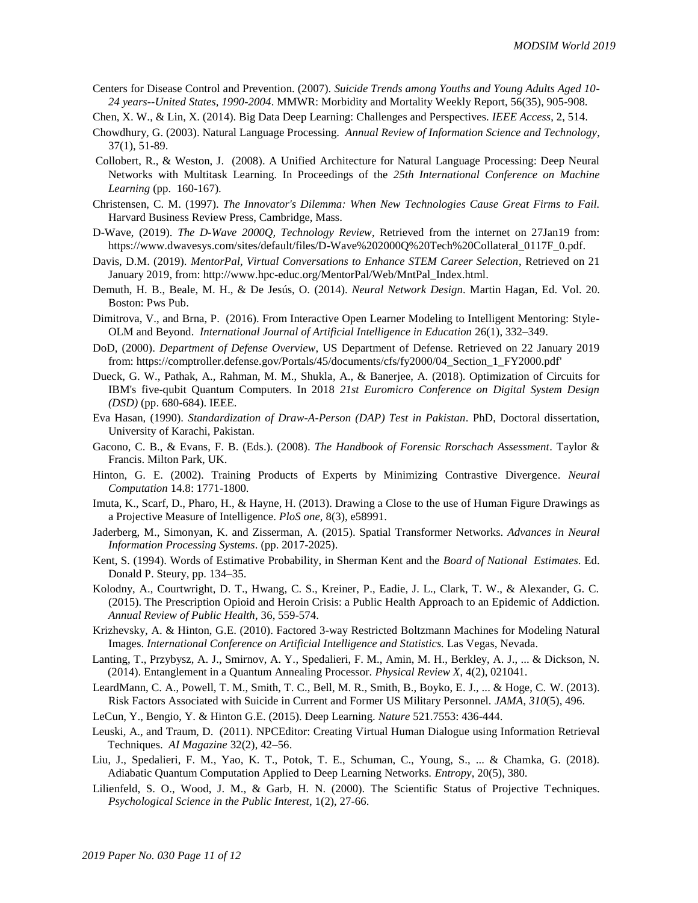Centers for Disease Control and Prevention. (2007). *Suicide Trends among Youths and Young Adults Aged 10-24 years--United States, 1990-2004*. MMWR: Morbidity and Mortality Weekly Report, 56(35), 905-908.

Chen, X. W., & Lin, X. (2014). Big Data Deep Learning: Challenges and Perspectives. *IEEE Access*, 2, 514.

Chowdhury, G. (2003). Natural Language Processing. *Annual Review of Information Science and Technology*, 37(1), 51-89.

Collobert, R., & Weston, J. (2008). A Unified Architecture for Natural Language Processing: Deep Neural Networks with Multitask Learning. In Proceedings of the *25th International Conference on Machine Learning* (pp. 160-167).

Christensen, C. M. (1997). *The Innovator's Dilemma: When New Technologies Cause Great Firms to Fail.* Harvard Business Review Press, Cambridge, Mass.

D-Wave, (2019). *The D-Wave 2000Q, Technology Review*, Retrieved from the internet on 27Jan19 from: https://www.dwavesys.com/sites/default/files/D-Wave%202000Q%20Tech%20Collateral_0117F_0.pdf.

Davis, D.M. (2019). *MentorPal, Virtual Conversations to Enhance STEM Career Selection*, Retrieved on 21 January 2019, from: http://www.hpc-educ.org/MentorPal/Web/MntPal_Index.html.

Demuth, H. B., Beale, M. H., & De Jesús, O. (2014). *Neural Network Design*. Martin Hagan, Ed. Vol. 20. Boston: Pws Pub.

Dimitrova, V., and Brna, P. (2016). From Interactive Open Learner Modeling to Intelligent Mentoring: Style-OLM and Beyond. *International Journal of Artificial Intelligence in Education* 26(1), 332–349.

DoD, (2000). *Department of Defense Overview*, US Department of Defense. Retrieved on 22 January 2019 from: https://comptroller.defense.gov/Portals/45/documents/cfs/fy2000/04_Section_1_FY2000.pdf'

Dueck, G. W., Pathak, A., Rahman, M. M., Shukla, A., & Banerjee, A. (2018). Optimization of Circuits for IBM's five-qubit Quantum Computers. In 2018 *21st Euromicro Conference on Digital System Design (DSD)* (pp. 680-684). IEEE.

Eva Hasan, (1990). *Standardization of Draw-A-Person (DAP) Test in Pakistan*. PhD, Doctoral dissertation, University of Karachi, Pakistan.

Gacono, C. B., & Evans, F. B. (Eds.). (2008). *The Handbook of Forensic Rorschach Assessment*. Taylor & Francis. Milton Park, UK.

Hinton, G. E. (2002). Training Products of Experts by Minimizing Contrastive Divergence. *Neural Computation* 14.8: 1771-1800.

Imuta, K., Scarf, D., Pharo, H., & Hayne, H. (2013). Drawing a Close to the use of Human Figure Drawings as a Projective Measure of Intelligence. *PloS one*, 8(3), e58991.

Jaderberg, M., Simonyan, K. and Zisserman, A. (2015). Spatial Transformer Networks. *Advances in Neural Information Processing Systems*. (pp. 2017-2025).

Kent, S. (1994). Words of Estimative Probability, in Sherman Kent and the *Board of National Estimates*. Ed. Donald P. Steury, pp. 134–35.

Kolodny, A., Courtwright, D. T., Hwang, C. S., Kreiner, P., Eadie, J. L., Clark, T. W., & Alexander, G. C. (2015). The Prescription Opioid and Heroin Crisis: a Public Health Approach to an Epidemic of Addiction. *Annual Review of Public Health*, 36, 559-574.

Krizhevsky, A. & Hinton, G.E. (2010). Factored 3-way Restricted Boltzmann Machines for Modeling Natural Images. *International Conference on Artificial Intelligence and Statistics.* Las Vegas, Nevada.

Lanting, T., Przybysz, A. J., Smirnov, A. Y., Spedalieri, F. M., Amin, M. H., Berkley, A. J., ... & Dickson, N. (2014). Entanglement in a Quantum Annealing Processor. *Physical Review X*, 4(2), 021041.

LeardMann, C. A., Powell, T. M., Smith, T. C., Bell, M. R., Smith, B., Boyko, E. J., ... & Hoge, C. W. (2013). Risk Factors Associated with Suicide in Current and Former US Military Personnel. *JAMA*, *310*(5), 496.

LeCun, Y., Bengio, Y. & Hinton G.E. (2015). Deep Learning. *Nature* 521.7553: 436-444.

Leuski, A., and Traum, D. (2011). NPCEditor: Creating Virtual Human Dialogue using Information Retrieval Techniques. *AI Magazine* 32(2), 42–56.

Liu, J., Spedalieri, F. M., Yao, K. T., Potok, T. E., Schuman, C., Young, S., ... & Chamka, G. (2018). Adiabatic Quantum Computation Applied to Deep Learning Networks. *Entropy*, 20(5), 380.

Lilienfeld, S. O., Wood, J. M., & Garb, H. N. (2000). The Scientific Status of Projective Techniques. *Psychological Science in the Public Interest*, 1(2), 27-66.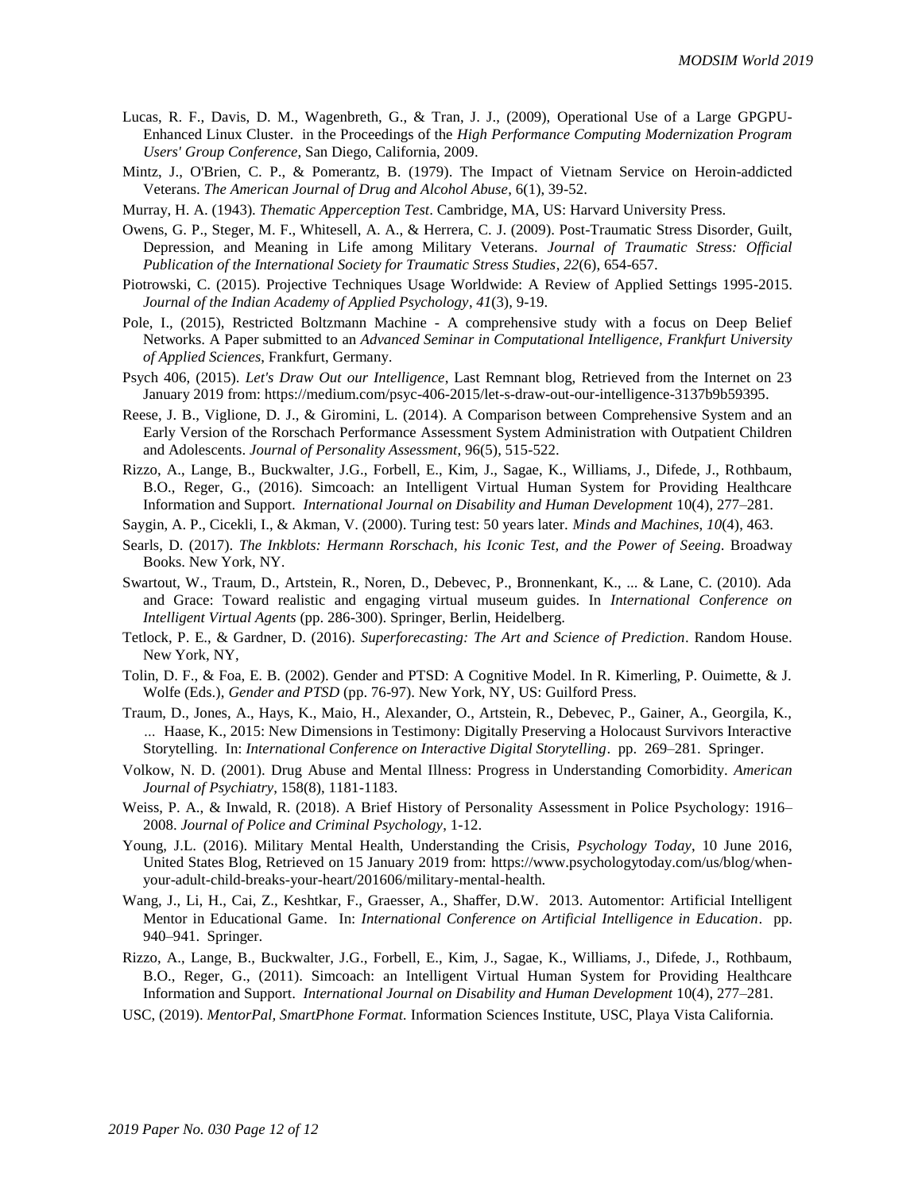Lucas, R. F., Davis, D. M., Wagenbreth, G., & Tran, J. J., (2009), Operational Use of a Large GPGPU-Enhanced Linux Cluster. in the Proceedings of the *High Performance Computing Modernization Program Users' Group Conference*, San Diego, California, 2009.

Mintz, J., O'Brien, C. P., & Pomerantz, B. (1979). The Impact of Vietnam Service on Heroin-addicted Veterans. *The American Journal of Drug and Alcohol Abuse*, 6(1), 39-52.

Murray, H. A. (1943). *Thematic Apperception Test*. Cambridge, MA, US: Harvard University Press.

Owens, G. P., Steger, M. F., Whitesell, A. A., & Herrera, C. J. (2009). Post-Traumatic Stress Disorder, Guilt, Depression, and Meaning in Life among Military Veterans. *Journal of Traumatic Stress: Official Publication of the International Society for Traumatic Stress Studies*, *22*(6), 654-657.

Piotrowski, C. (2015). Projective Techniques Usage Worldwide: A Review of Applied Settings 1995-2015. *Journal of the Indian Academy of Applied Psychology*, *41*(3), 9-19.

Pole, I., (2015), Restricted Boltzmann Machine - A comprehensive study with a focus on Deep Belief Networks. A Paper submitted to an *Advanced Seminar in Computational Intelligence, Frankfurt University of Applied Sciences*, Frankfurt, Germany.

Psych 406, (2015). *Let's Draw Out our Intelligence*, Last Remnant blog, Retrieved from the Internet on 23 January 2019 from: https://medium.com/psyc-406-2015/let-s-draw-out-our-intelligence-3137b9b59395.

Reese, J. B., Viglione, D. J., & Giromini, L. (2014). A Comparison between Comprehensive System and an Early Version of the Rorschach Performance Assessment System Administration with Outpatient Children and Adolescents. *Journal of Personality Assessment*, 96(5), 515-522.

Rizzo, A., Lange, B., Buckwalter, J.G., Forbell, E., Kim, J., Sagae, K., Williams, J., Difede, J., Rothbaum, B.O., Reger, G., (2016). Simcoach: an Intelligent Virtual Human System for Providing Healthcare Information and Support. *International Journal on Disability and Human Development* 10(4), 277–281.

Saygin, A. P., Cicekli, I., & Akman, V. (2000). Turing test: 50 years later. *Minds and Machines*, *10*(4), 463.

Searls, D. (2017). *The Inkblots: Hermann Rorschach, his Iconic Test, and the Power of Seeing*. Broadway Books. New York, NY.

Swartout, W., Traum, D., Artstein, R., Noren, D., Debevec, P., Bronnenkant, K., ... & Lane, C. (2010). Ada and Grace: Toward realistic and engaging virtual museum guides. In *International Conference on Intelligent Virtual Agents* (pp. 286-300). Springer, Berlin, Heidelberg.

Tetlock, P. E., & Gardner, D. (2016). *Superforecasting: The Art and Science of Prediction*. Random House. New York, NY,

Tolin, D. F., & Foa, E. B. (2002). Gender and PTSD: A Cognitive Model. In R. Kimerling, P. Ouimette, & J. Wolfe (Eds.), *Gender and PTSD* (pp. 76-97). New York, NY, US: Guilford Press.

Traum, D., Jones, A., Hays, K., Maio, H., Alexander, O., Artstein, R., Debevec, P., Gainer, A., Georgila, K., ... Haase, K., 2015: New Dimensions in Testimony: Digitally Preserving a Holocaust Survivors Interactive Storytelling. In: *International Conference on Interactive Digital Storytelling*. pp. 269–281. Springer.

Volkow, N. D. (2001). Drug Abuse and Mental Illness: Progress in Understanding Comorbidity. *American Journal of Psychiatry*, 158(8), 1181-1183.

Weiss, P. A., & Inwald, R. (2018). A Brief History of Personality Assessment in Police Psychology: 1916–2008. *Journal of Police and Criminal Psychology*, 1-12.

Young, J.L. (2016). Military Mental Health, Understanding the Crisis, *Psychology Today*, 10 June 2016, United States Blog, Retrieved on 15 January 2019 from: https://www.psychologytoday.com/us/blog/when-your-adult-child-breaks-your-heart/201606/military-mental-health.

Wang, J., Li, H., Cai, Z., Keshtkar, F., Graesser, A., Shaffer, D.W. 2013. Automentor: Artificial Intelligent Mentor in Educational Game. In: *International Conference on Artificial Intelligence in Education*. pp. 940–941. Springer.

Rizzo, A., Lange, B., Buckwalter, J.G., Forbell, E., Kim, J., Sagae, K., Williams, J., Difede, J., Rothbaum, B.O., Reger, G., (2011). Simcoach: an Intelligent Virtual Human System for Providing Healthcare Information and Support. *International Journal on Disability and Human Development* 10(4), 277–281.

USC, (2019). *MentorPal, SmartPhone Format.* Information Sciences Institute, USC, Playa Vista California.